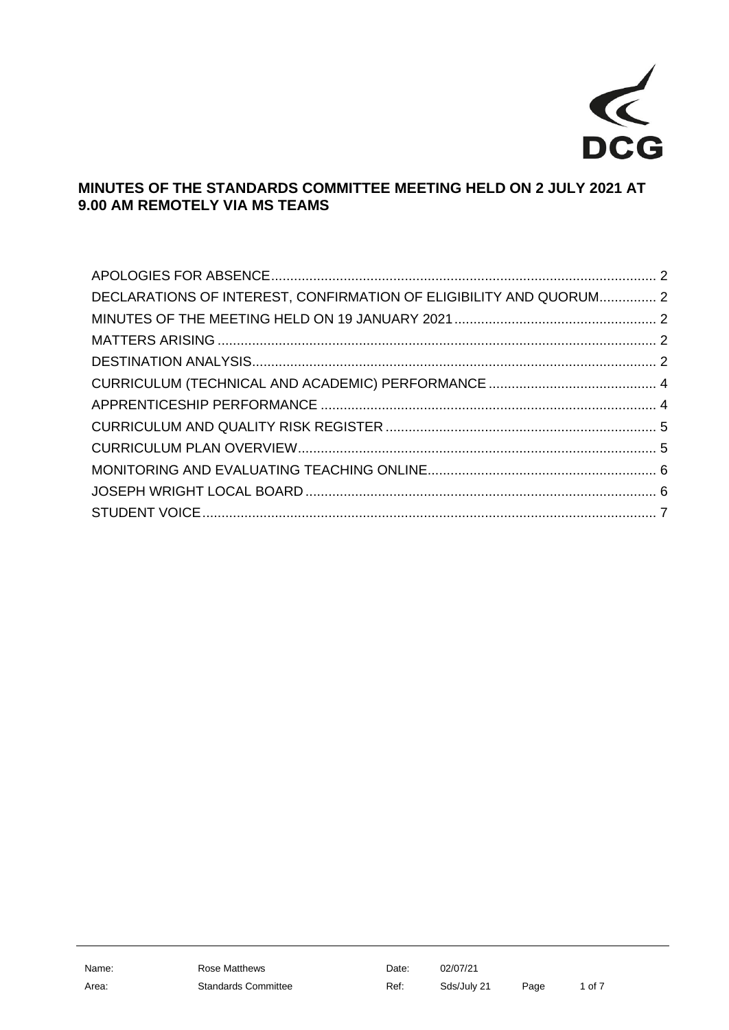# MINUTES OF THE STANDARDS COMMITTEE MEETING HELD ON 2 JULY 2021 AT 9.00 AM REMOTELY VIA MS TEAMS

APOLOGIES FOR ABSENCE .... 2
DECLARATIONS OF INTEREST, CONFIRMATION OF ELIGIBILITY AND QUORUM .... 2
MINUTES OF THE MEETING HELD ON 19 JANUARY 2021 .... 2
MATTERS ARISING .... 2
DESTINATION ANALYSIS .... 2
CURRICULUM (TECHNICAL AND ACADEMIC) PERFORMANCE .... 4
APPRENTICESHIP PERFORMANCE .... 4
CURRICULUM AND QUALITY RISK REGISTER .... 5
CURRICULUM PLAN OVERVIEW .... 5
MONITORING AND EVALUATING TEACHING ONLINE .... 6
JOSEPH WRIGHT LOCAL BOARD .... 6
STUDENT VOICE .... 7

| Name: | Rose Matthews | Date: | 02/07/21 |
|---|---|---|---|
| Area: | Standards Committee | Ref: | Sds/July 21 |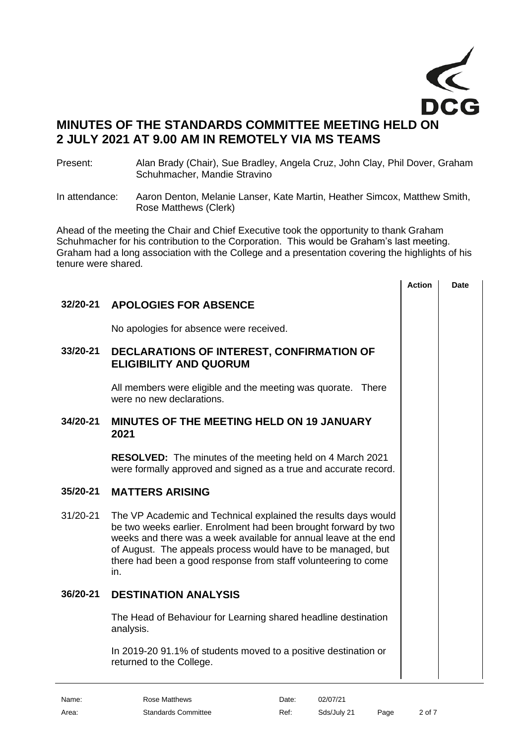# MINUTES OF THE STANDARDS COMMITTEE MEETING HELD ON 2 JULY 2021 AT 9.00 AM IN REMOTELY VIA MS TEAMS

Present: Alan Brady (Chair), Sue Bradley, Angela Cruz, John Clay, Phil Dover, Graham Schuhmacher, Mandie Stravino

In attendance: Aaron Denton, Melanie Lanser, Kate Martin, Heather Simcox, Matthew Smith, Rose Matthews (Clerk)

Ahead of the meeting the Chair and Chief Executive took the opportunity to thank Graham Schuhmacher for his contribution to the Corporation. This would be Graham's last meeting. Graham had a long association with the College and a presentation covering the highlights of his tenure were shared.

| | | Action | Date |
|---|---|---|---|
| **32/20-21** | **APOLOGIES FOR ABSENCE** | | |
| | No apologies for absence were received. | | |
| **33/20-21** | **DECLARATIONS OF INTEREST, CONFIRMATION OF ELIGIBILITY AND QUORUM** | | |
| | All members were eligible and the meeting was quorate. There were no new declarations. | | |
| **34/20-21** | **MINUTES OF THE MEETING HELD ON 19 JANUARY 2021** | | |
| | **RESOLVED:** The minutes of the meeting held on 4 March 2021 were formally approved and signed as a true and accurate record. | | |
| **35/20-21** | **MATTERS ARISING** | | |
| 31/20-21 | The VP Academic and Technical explained the results days would be two weeks earlier. Enrolment had been brought forward by two weeks and there was a week available for annual leave at the end of August. The appeals process would have to be managed, but there had been a good response from staff volunteering to come in. | | |
| **36/20-21** | **DESTINATION ANALYSIS** | | |
| | The Head of Behaviour for Learning shared headline destination analysis. | | |
| | In 2019-20 91.1% of students moved to a positive destination or returned to the College. | | |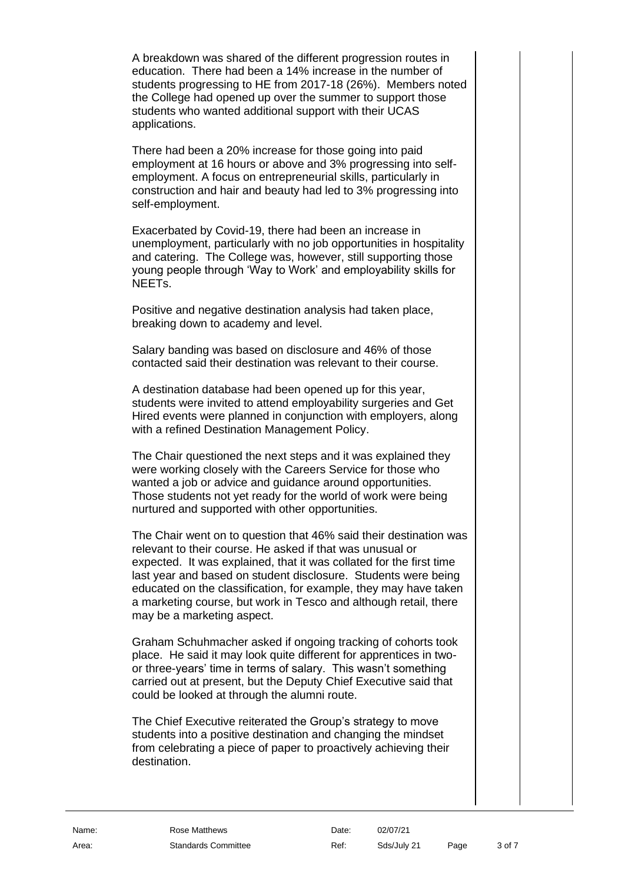A breakdown was shared of the different progression routes in education. There had been a 14% increase in the number of students progressing to HE from 2017-18 (26%). Members noted the College had opened up over the summer to support those students who wanted additional support with their UCAS applications.

There had been a 20% increase for those going into paid employment at 16 hours or above and 3% progressing into self-employment. A focus on entrepreneurial skills, particularly in construction and hair and beauty had led to 3% progressing into self-employment.

Exacerbated by Covid-19, there had been an increase in unemployment, particularly with no job opportunities in hospitality and catering. The College was, however, still supporting those young people through 'Way to Work' and employability skills for NEETs.

Positive and negative destination analysis had taken place, breaking down to academy and level.

Salary banding was based on disclosure and 46% of those contacted said their destination was relevant to their course.

A destination database had been opened up for this year, students were invited to attend employability surgeries and Get Hired events were planned in conjunction with employers, along with a refined Destination Management Policy.

The Chair questioned the next steps and it was explained they were working closely with the Careers Service for those who wanted a job or advice and guidance around opportunities. Those students not yet ready for the world of work were being nurtured and supported with other opportunities.

The Chair went on to question that 46% said their destination was relevant to their course. He asked if that was unusual or expected. It was explained, that it was collated for the first time last year and based on student disclosure. Students were being educated on the classification, for example, they may have taken a marketing course, but work in Tesco and although retail, there may be a marketing aspect.

Graham Schuhmacher asked if ongoing tracking of cohorts took place. He said it may look quite different for apprentices in two- or three-years' time in terms of salary. This wasn't something carried out at present, but the Deputy Chief Executive said that could be looked at through the alumni route.

The Chief Executive reiterated the Group's strategy to move students into a positive destination and changing the mindset from celebrating a piece of paper to proactively achieving their destination.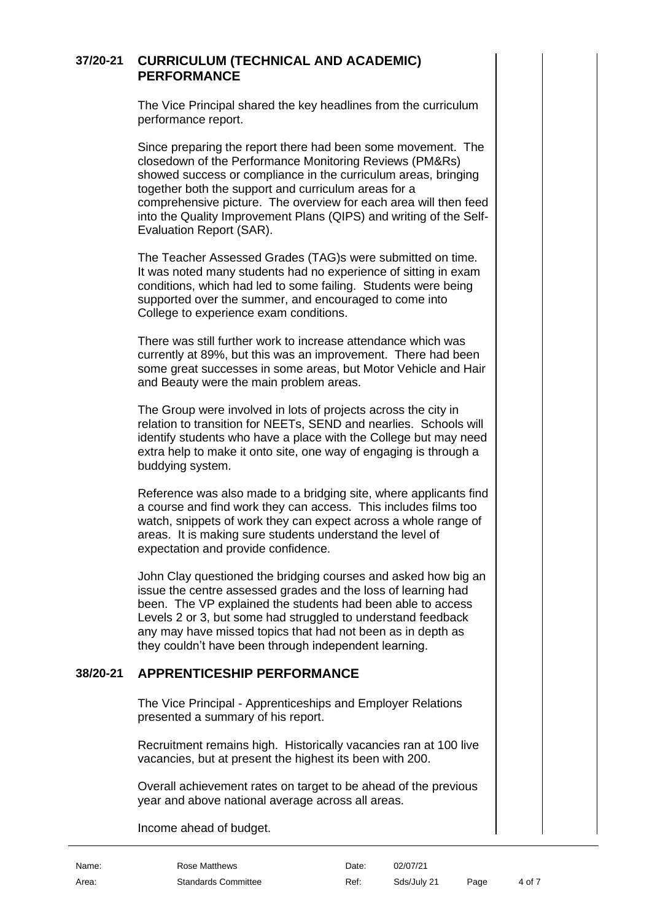## 37/20-21 CURRICULUM (TECHNICAL AND ACADEMIC) PERFORMANCE

The Vice Principal shared the key headlines from the curriculum performance report.

Since preparing the report there had been some movement. The closedown of the Performance Monitoring Reviews (PM&Rs) showed success or compliance in the curriculum areas, bringing together both the support and curriculum areas for a comprehensive picture. The overview for each area will then feed into the Quality Improvement Plans (QIPS) and writing of the Self-Evaluation Report (SAR).

The Teacher Assessed Grades (TAG)s were submitted on time. It was noted many students had no experience of sitting in exam conditions, which had led to some failing. Students were being supported over the summer, and encouraged to come into College to experience exam conditions.

There was still further work to increase attendance which was currently at 89%, but this was an improvement. There had been some great successes in some areas, but Motor Vehicle and Hair and Beauty were the main problem areas.

The Group were involved in lots of projects across the city in relation to transition for NEETs, SEND and nearlies. Schools will identify students who have a place with the College but may need extra help to make it onto site, one way of engaging is through a buddying system.

Reference was also made to a bridging site, where applicants find a course and find work they can access. This includes films too watch, snippets of work they can expect across a whole range of areas. It is making sure students understand the level of expectation and provide confidence.

John Clay questioned the bridging courses and asked how big an issue the centre assessed grades and the loss of learning had been. The VP explained the students had been able to access Levels 2 or 3, but some had struggled to understand feedback any may have missed topics that had not been as in depth as they couldn't have been through independent learning.

## 38/20-21 APPRENTICESHIP PERFORMANCE

The Vice Principal - Apprenticeships and Employer Relations presented a summary of his report.

Recruitment remains high. Historically vacancies ran at 100 live vacancies, but at present the highest its been with 200.

Overall achievement rates on target to be ahead of the previous year and above national average across all areas.

Income ahead of budget.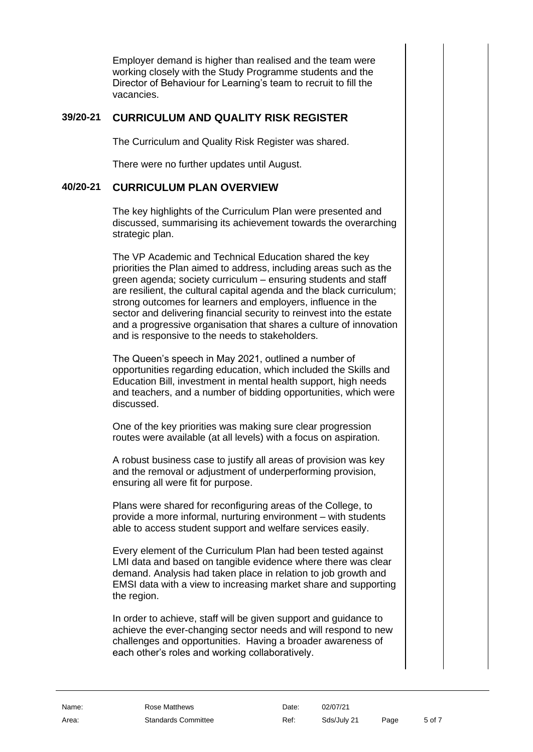Employer demand is higher than realised and the team were working closely with the Study Programme students and the Director of Behaviour for Learning's team to recruit to fill the vacancies.

## 39/20-21 CURRICULUM AND QUALITY RISK REGISTER

The Curriculum and Quality Risk Register was shared.

There were no further updates until August.

## 40/20-21 CURRICULUM PLAN OVERVIEW

The key highlights of the Curriculum Plan were presented and discussed, summarising its achievement towards the overarching strategic plan.

The VP Academic and Technical Education shared the key priorities the Plan aimed to address, including areas such as the green agenda; society curriculum – ensuring students and staff are resilient, the cultural capital agenda and the black curriculum; strong outcomes for learners and employers, influence in the sector and delivering financial security to reinvest into the estate and a progressive organisation that shares a culture of innovation and is responsive to the needs to stakeholders.

The Queen's speech in May 2021, outlined a number of opportunities regarding education, which included the Skills and Education Bill, investment in mental health support, high needs and teachers, and a number of bidding opportunities, which were discussed.

One of the key priorities was making sure clear progression routes were available (at all levels) with a focus on aspiration.

A robust business case to justify all areas of provision was key and the removal or adjustment of underperforming provision, ensuring all were fit for purpose.

Plans were shared for reconfiguring areas of the College, to provide a more informal, nurturing environment – with students able to access student support and welfare services easily.

Every element of the Curriculum Plan had been tested against LMI data and based on tangible evidence where there was clear demand. Analysis had taken place in relation to job growth and EMSI data with a view to increasing market share and supporting the region.

In order to achieve, staff will be given support and guidance to achieve the ever-changing sector needs and will respond to new challenges and opportunities. Having a broader awareness of each other's roles and working collaboratively.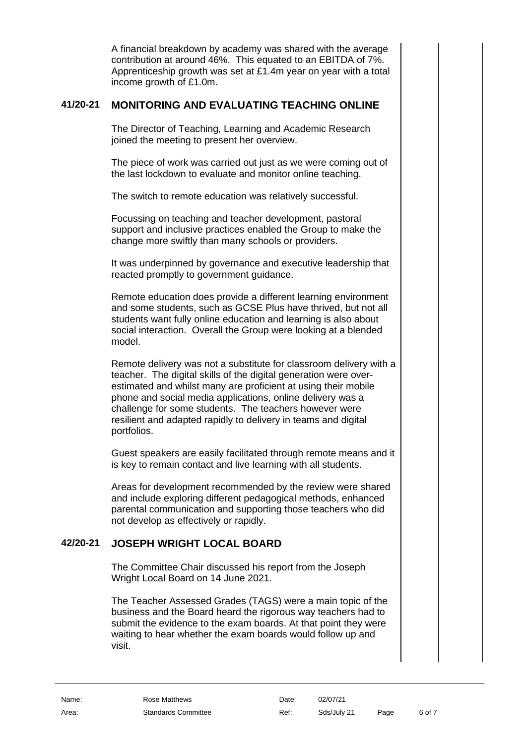A financial breakdown by academy was shared with the average contribution at around 46%. This equated to an EBITDA of 7%. Apprenticeship growth was set at £1.4m year on year with a total income growth of £1.0m.

## 41/20-21 MONITORING AND EVALUATING TEACHING ONLINE

The Director of Teaching, Learning and Academic Research joined the meeting to present her overview.

The piece of work was carried out just as we were coming out of the last lockdown to evaluate and monitor online teaching.

The switch to remote education was relatively successful.

Focussing on teaching and teacher development, pastoral support and inclusive practices enabled the Group to make the change more swiftly than many schools or providers.

It was underpinned by governance and executive leadership that reacted promptly to government guidance.

Remote education does provide a different learning environment and some students, such as GCSE Plus have thrived, but not all students want fully online education and learning is also about social interaction. Overall the Group were looking at a blended model.

Remote delivery was not a substitute for classroom delivery with a teacher. The digital skills of the digital generation were over-estimated and whilst many are proficient at using their mobile phone and social media applications, online delivery was a challenge for some students. The teachers however were resilient and adapted rapidly to delivery in teams and digital portfolios.

Guest speakers are easily facilitated through remote means and it is key to remain contact and live learning with all students.

Areas for development recommended by the review were shared and include exploring different pedagogical methods, enhanced parental communication and supporting those teachers who did not develop as effectively or rapidly.

## 42/20-21 JOSEPH WRIGHT LOCAL BOARD

The Committee Chair discussed his report from the Joseph Wright Local Board on 14 June 2021.

The Teacher Assessed Grades (TAGS) were a main topic of the business and the Board heard the rigorous way teachers had to submit the evidence to the exam boards. At that point they were waiting to hear whether the exam boards would follow up and visit.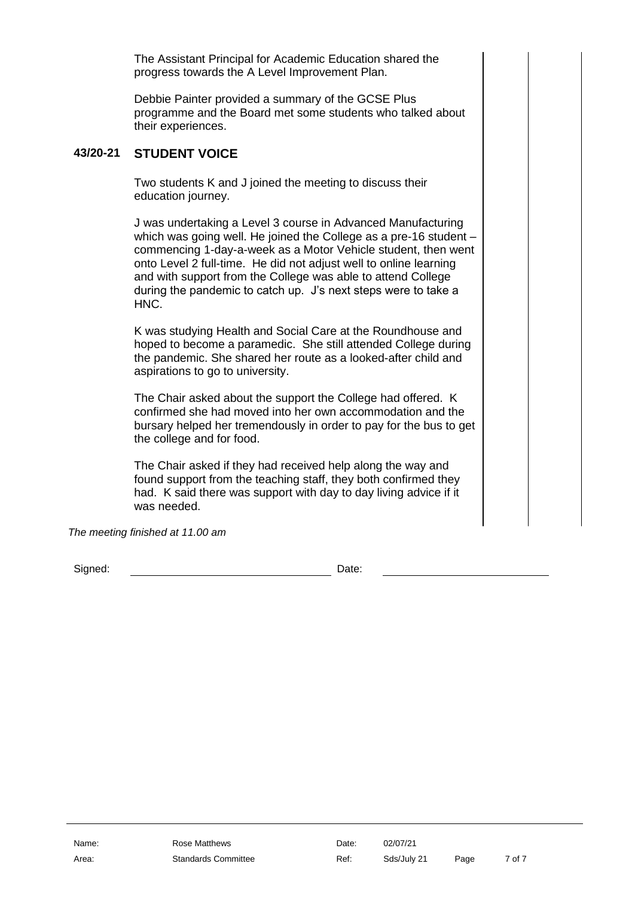The Assistant Principal for Academic Education shared the progress towards the A Level Improvement Plan.

Debbie Painter provided a summary of the GCSE Plus programme and the Board met some students who talked about their experiences.

## 43/20-21 STUDENT VOICE

Two students K and J joined the meeting to discuss their education journey.

J was undertaking a Level 3 course in Advanced Manufacturing which was going well. He joined the College as a pre-16 student – commencing 1-day-a-week as a Motor Vehicle student, then went onto Level 2 full-time. He did not adjust well to online learning and with support from the College was able to attend College during the pandemic to catch up. J's next steps were to take a HNC.

K was studying Health and Social Care at the Roundhouse and hoped to become a paramedic. She still attended College during the pandemic. She shared her route as a looked-after child and aspirations to go to university.

The Chair asked about the support the College had offered. K confirmed she had moved into her own accommodation and the bursary helped her tremendously in order to pay for the bus to get the college and for food.

The Chair asked if they had received help along the way and found support from the teaching staff, they both confirmed they had. K said there was support with day to day living advice if it was needed.

*The meeting finished at 11.00 am*

Signed: \_\_\_\_\_\_\_\_\_\_\_\_\_\_\_\_\_\_\_\_\_\_\_\_\_\_\_\_\_\_ Date: \_\_\_\_\_\_\_\_\_\_\_\_\_\_\_\_\_\_\_\_\_\_\_\_\_\_